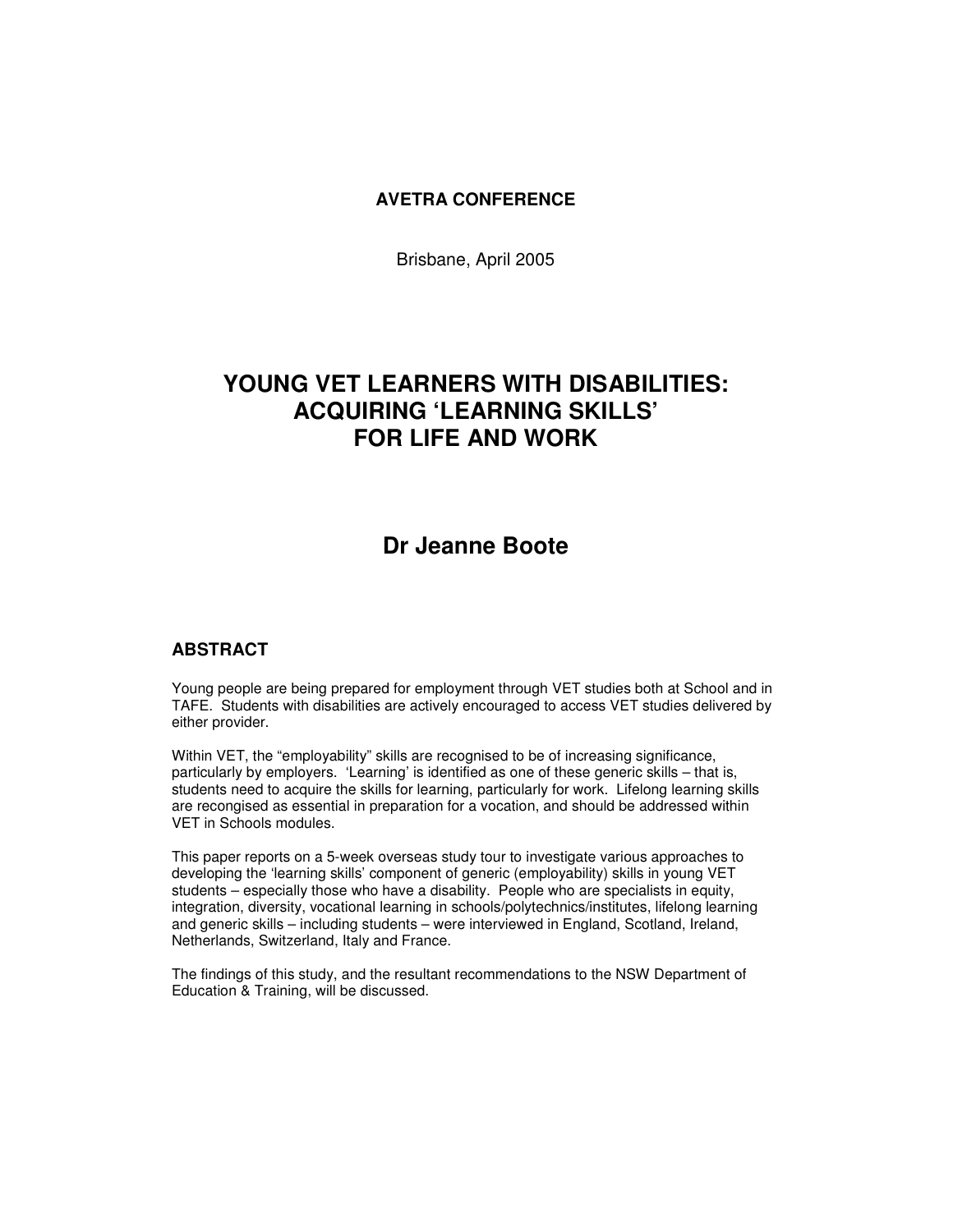**AVETRA CONFERENCE**

Brisbane, April 2005

# YOUNG VET LEARNERS WITH DISABILITIES: ACQUIRING 'LEARNING SKILLS' FOR LIFE AND WORK

## Dr Jeanne Boote

### ABSTRACT

Young people are being prepared for employment through VET studies both at School and in TAFE. Students with disabilities are actively encouraged to access VET studies delivered by either provider.

Within VET, the "employability" skills are recognised to be of increasing significance, particularly by employers. 'Learning' is identified as one of these generic skills – that is, students need to acquire the skills for learning, particularly for work. Lifelong learning skills are recongised as essential in preparation for a vocation, and should be addressed within VET in Schools modules.

This paper reports on a 5-week overseas study tour to investigate various approaches to developing the 'learning skills' component of generic (employability) skills in young VET students – especially those who have a disability. People who are specialists in equity, integration, diversity, vocational learning in schools/polytechnics/institutes, lifelong learning and generic skills – including students – were interviewed in England, Scotland, Ireland, Netherlands, Switzerland, Italy and France.

The findings of this study, and the resultant recommendations to the NSW Department of Education & Training, will be discussed.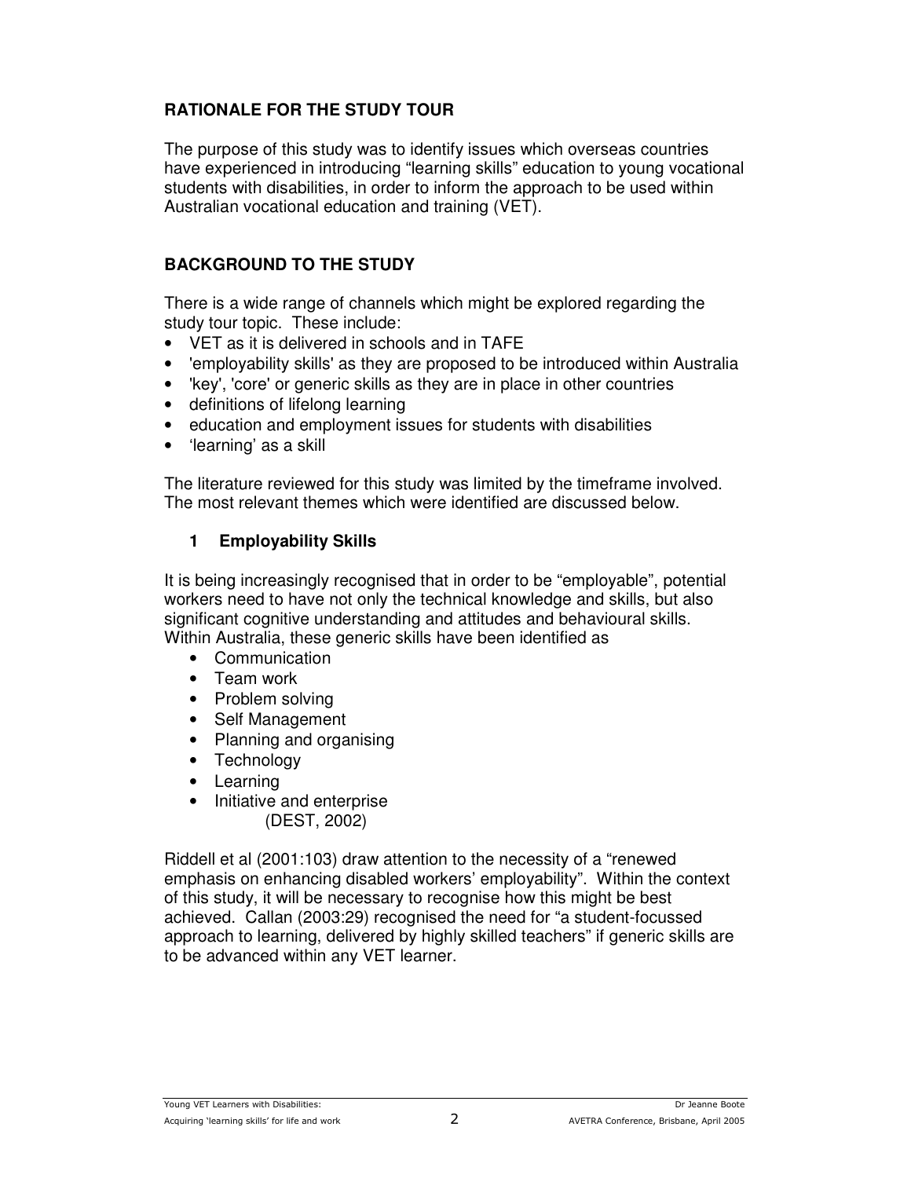## RATIONALE FOR THE STUDY TOUR

The purpose of this study was to identify issues which overseas countries have experienced in introducing "learning skills" education to young vocational students with disabilities, in order to inform the approach to be used within Australian vocational education and training (VET).

## BACKGROUND TO THE STUDY

There is a wide range of channels which might be explored regarding the study tour topic. These include:

- VET as it is delivered in schools and in TAFE
- 'employability skills' as they are proposed to be introduced within Australia
- 'key', 'core' or generic skills as they are in place in other countries
- definitions of lifelong learning
- education and employment issues for students with disabilities
- 'learning' as a skill

The literature reviewed for this study was limited by the timeframe involved. The most relevant themes which were identified are discussed below.

### 1 Employability Skills

It is being increasingly recognised that in order to be "employable", potential workers need to have not only the technical knowledge and skills, but also significant cognitive understanding and attitudes and behavioural skills. Within Australia, these generic skills have been identified as

- Communication
- Team work
- Problem solving
- Self Management
- Planning and organising
- Technology
- Learning
- Initiative and enterprise

(DEST, 2002)

Riddell et al (2001:103) draw attention to the necessity of a "renewed emphasis on enhancing disabled workers' employability". Within the context of this study, it will be necessary to recognise how this might be best achieved. Callan (2003:29) recognised the need for "a student-focussed approach to learning, delivered by highly skilled teachers" if generic skills are to be advanced within any VET learner.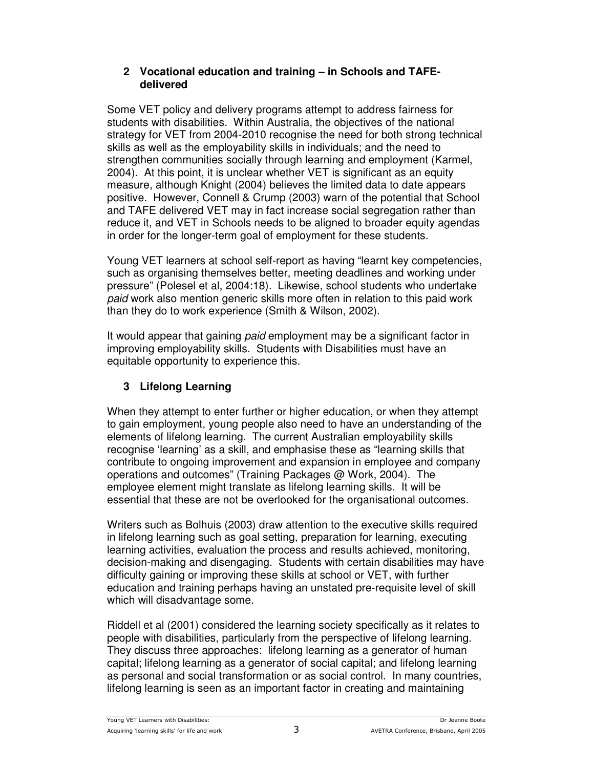## 2 Vocational education and training – in Schools and TAFE-delivered

Some VET policy and delivery programs attempt to address fairness for students with disabilities. Within Australia, the objectives of the national strategy for VET from 2004-2010 recognise the need for both strong technical skills as well as the employability skills in individuals; and the need to strengthen communities socially through learning and employment (Karmel, 2004). At this point, it is unclear whether VET is significant as an equity measure, although Knight (2004) believes the limited data to date appears positive. However, Connell & Crump (2003) warn of the potential that School and TAFE delivered VET may in fact increase social segregation rather than reduce it, and VET in Schools needs to be aligned to broader equity agendas in order for the longer-term goal of employment for these students.

Young VET learners at school self-report as having "learnt key competencies, such as organising themselves better, meeting deadlines and working under pressure" (Polesel et al, 2004:18). Likewise, school students who undertake *paid* work also mention generic skills more often in relation to this paid work than they do to work experience (Smith & Wilson, 2002).

It would appear that gaining *paid* employment may be a significant factor in improving employability skills. Students with Disabilities must have an equitable opportunity to experience this.

## 3 Lifelong Learning

When they attempt to enter further or higher education, or when they attempt to gain employment, young people also need to have an understanding of the elements of lifelong learning. The current Australian employability skills recognise 'learning' as a skill, and emphasise these as "learning skills that contribute to ongoing improvement and expansion in employee and company operations and outcomes" (Training Packages @ Work, 2004). The employee element might translate as lifelong learning skills. It will be essential that these are not be overlooked for the organisational outcomes.

Writers such as Bolhuis (2003) draw attention to the executive skills required in lifelong learning such as goal setting, preparation for learning, executing learning activities, evaluation the process and results achieved, monitoring, decision-making and disengaging. Students with certain disabilities may have difficulty gaining or improving these skills at school or VET, with further education and training perhaps having an unstated pre-requisite level of skill which will disadvantage some.

Riddell et al (2001) considered the learning society specifically as it relates to people with disabilities, particularly from the perspective of lifelong learning. They discuss three approaches: lifelong learning as a generator of human capital; lifelong learning as a generator of social capital; and lifelong learning as personal and social transformation or as social control. In many countries, lifelong learning is seen as an important factor in creating and maintaining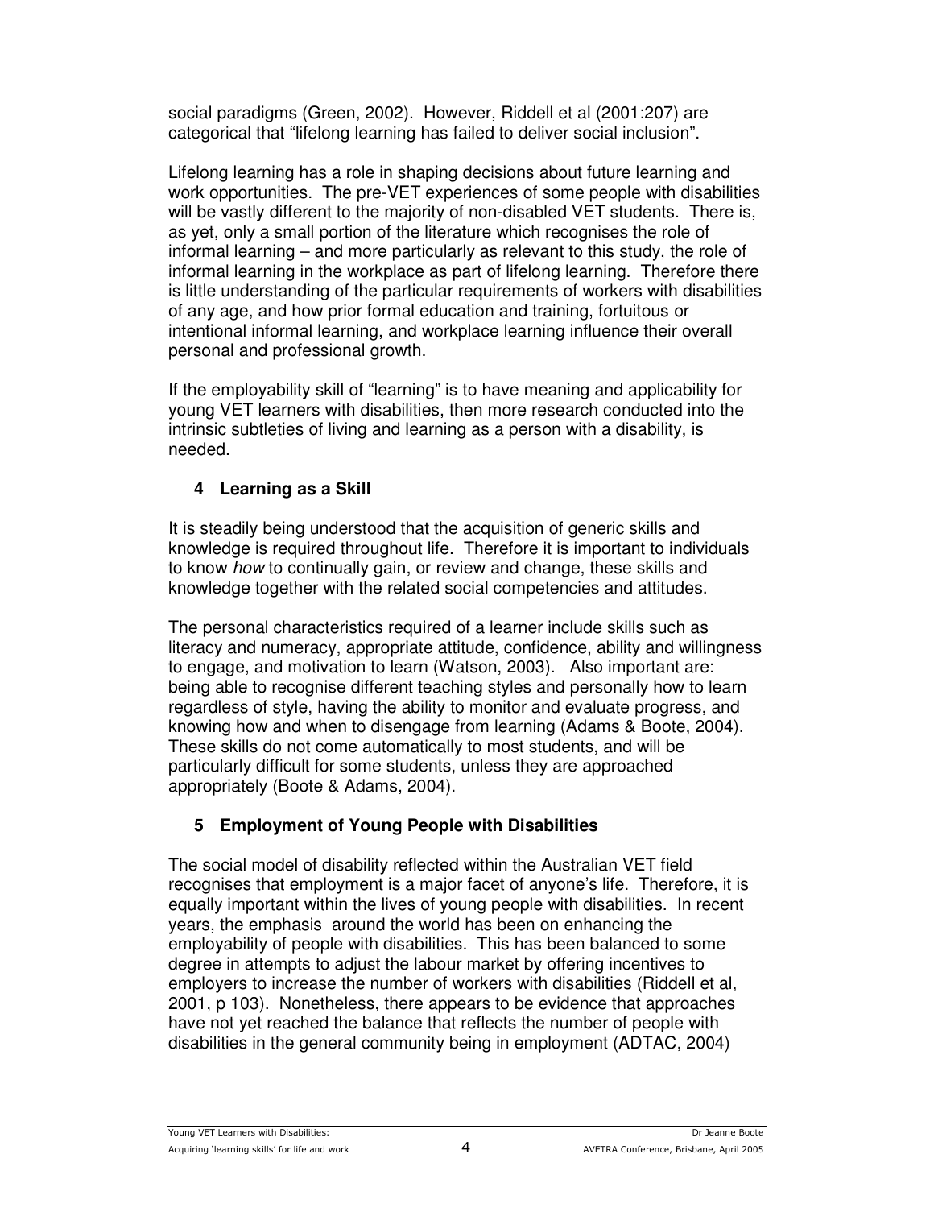social paradigms (Green, 2002). However, Riddell et al (2001:207) are categorical that "lifelong learning has failed to deliver social inclusion".

Lifelong learning has a role in shaping decisions about future learning and work opportunities. The pre-VET experiences of some people with disabilities will be vastly different to the majority of non-disabled VET students. There is, as yet, only a small portion of the literature which recognises the role of informal learning – and more particularly as relevant to this study, the role of informal learning in the workplace as part of lifelong learning. Therefore there is little understanding of the particular requirements of workers with disabilities of any age, and how prior formal education and training, fortuitous or intentional informal learning, and workplace learning influence their overall personal and professional growth.

If the employability skill of "learning" is to have meaning and applicability for young VET learners with disabilities, then more research conducted into the intrinsic subtleties of living and learning as a person with a disability, is needed.

## 4 Learning as a Skill

It is steadily being understood that the acquisition of generic skills and knowledge is required throughout life. Therefore it is important to individuals to know *how* to continually gain, or review and change, these skills and knowledge together with the related social competencies and attitudes.

The personal characteristics required of a learner include skills such as literacy and numeracy, appropriate attitude, confidence, ability and willingness to engage, and motivation to learn (Watson, 2003). Also important are: being able to recognise different teaching styles and personally how to learn regardless of style, having the ability to monitor and evaluate progress, and knowing how and when to disengage from learning (Adams & Boote, 2004). These skills do not come automatically to most students, and will be particularly difficult for some students, unless they are approached appropriately (Boote & Adams, 2004).

## 5 Employment of Young People with Disabilities

The social model of disability reflected within the Australian VET field recognises that employment is a major facet of anyone's life. Therefore, it is equally important within the lives of young people with disabilities. In recent years, the emphasis around the world has been on enhancing the employability of people with disabilities. This has been balanced to some degree in attempts to adjust the labour market by offering incentives to employers to increase the number of workers with disabilities (Riddell et al, 2001, p 103). Nonetheless, there appears to be evidence that approaches have not yet reached the balance that reflects the number of people with disabilities in the general community being in employment (ADTAC, 2004)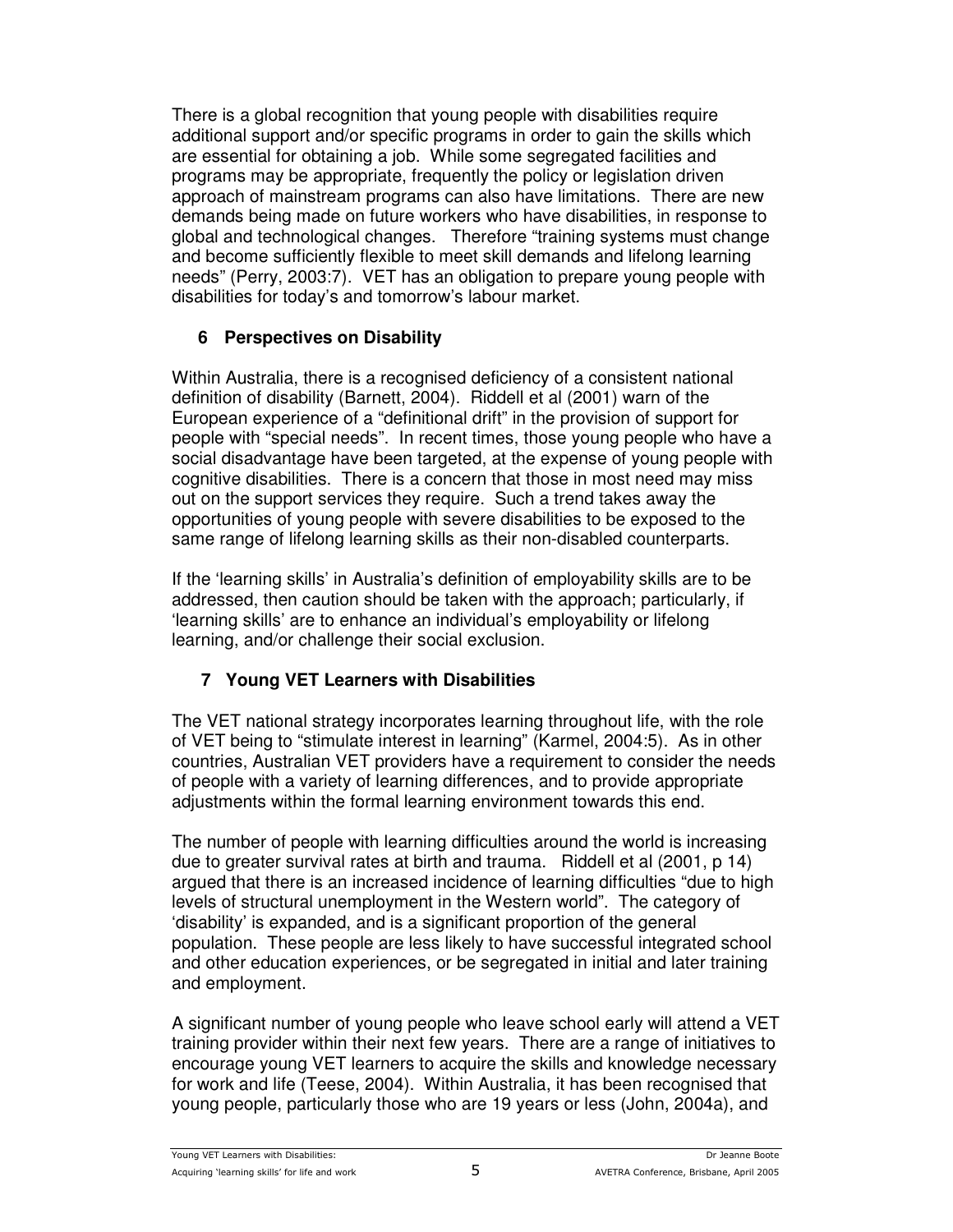There is a global recognition that young people with disabilities require additional support and/or specific programs in order to gain the skills which are essential for obtaining a job. While some segregated facilities and programs may be appropriate, frequently the policy or legislation driven approach of mainstream programs can also have limitations. There are new demands being made on future workers who have disabilities, in response to global and technological changes. Therefore "training systems must change and become sufficiently flexible to meet skill demands and lifelong learning needs" (Perry, 2003:7). VET has an obligation to prepare young people with disabilities for today's and tomorrow's labour market.

## 6 Perspectives on Disability

Within Australia, there is a recognised deficiency of a consistent national definition of disability (Barnett, 2004). Riddell et al (2001) warn of the European experience of a "definitional drift" in the provision of support for people with "special needs". In recent times, those young people who have a social disadvantage have been targeted, at the expense of young people with cognitive disabilities. There is a concern that those in most need may miss out on the support services they require. Such a trend takes away the opportunities of young people with severe disabilities to be exposed to the same range of lifelong learning skills as their non-disabled counterparts.

If the 'learning skills' in Australia's definition of employability skills are to be addressed, then caution should be taken with the approach; particularly, if 'learning skills' are to enhance an individual's employability or lifelong learning, and/or challenge their social exclusion.

## 7 Young VET Learners with Disabilities

The VET national strategy incorporates learning throughout life, with the role of VET being to "stimulate interest in learning" (Karmel, 2004:5). As in other countries, Australian VET providers have a requirement to consider the needs of people with a variety of learning differences, and to provide appropriate adjustments within the formal learning environment towards this end.

The number of people with learning difficulties around the world is increasing due to greater survival rates at birth and trauma. Riddell et al (2001, p 14) argued that there is an increased incidence of learning difficulties "due to high levels of structural unemployment in the Western world". The category of 'disability' is expanded, and is a significant proportion of the general population. These people are less likely to have successful integrated school and other education experiences, or be segregated in initial and later training and employment.

A significant number of young people who leave school early will attend a VET training provider within their next few years. There are a range of initiatives to encourage young VET learners to acquire the skills and knowledge necessary for work and life (Teese, 2004). Within Australia, it has been recognised that young people, particularly those who are 19 years or less (John, 2004a), and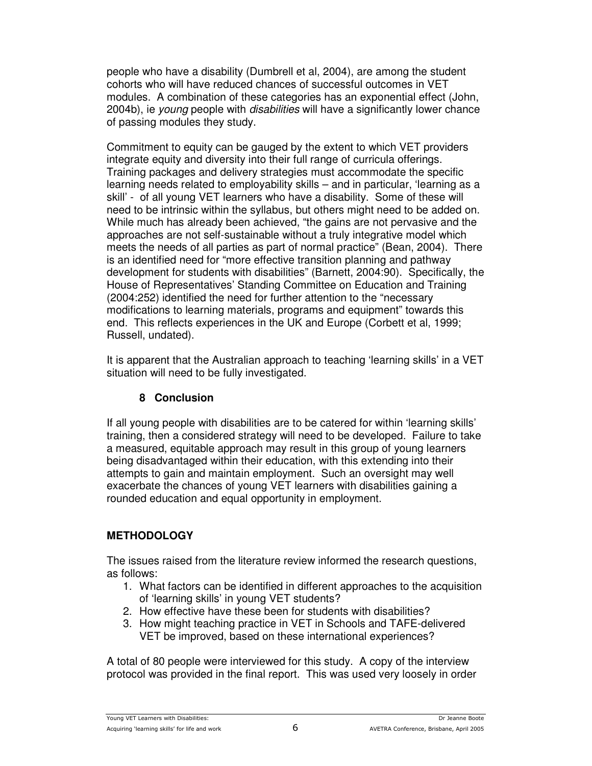people who have a disability (Dumbrell et al, 2004), are among the student cohorts who will have reduced chances of successful outcomes in VET modules. A combination of these categories has an exponential effect (John, 2004b), ie *young* people with *disabilities* will have a significantly lower chance of passing modules they study.

Commitment to equity can be gauged by the extent to which VET providers integrate equity and diversity into their full range of curricula offerings. Training packages and delivery strategies must accommodate the specific learning needs related to employability skills – and in particular, 'learning as a skill' - of all young VET learners who have a disability. Some of these will need to be intrinsic within the syllabus, but others might need to be added on. While much has already been achieved, "the gains are not pervasive and the approaches are not self-sustainable without a truly integrative model which meets the needs of all parties as part of normal practice" (Bean, 2004). There is an identified need for "more effective transition planning and pathway development for students with disabilities" (Barnett, 2004:90). Specifically, the House of Representatives' Standing Committee on Education and Training (2004:252) identified the need for further attention to the "necessary modifications to learning materials, programs and equipment" towards this end. This reflects experiences in the UK and Europe (Corbett et al, 1999; Russell, undated).

It is apparent that the Australian approach to teaching 'learning skills' in a VET situation will need to be fully investigated.

### 8 Conclusion

If all young people with disabilities are to be catered for within 'learning skills' training, then a considered strategy will need to be developed. Failure to take a measured, equitable approach may result in this group of young learners being disadvantaged within their education, with this extending into their attempts to gain and maintain employment. Such an oversight may well exacerbate the chances of young VET learners with disabilities gaining a rounded education and equal opportunity in employment.

## METHODOLOGY

The issues raised from the literature review informed the research questions, as follows:

1. What factors can be identified in different approaches to the acquisition of 'learning skills' in young VET students?
2. How effective have these been for students with disabilities?
3. How might teaching practice in VET in Schools and TAFE-delivered VET be improved, based on these international experiences?

A total of 80 people were interviewed for this study. A copy of the interview protocol was provided in the final report. This was used very loosely in order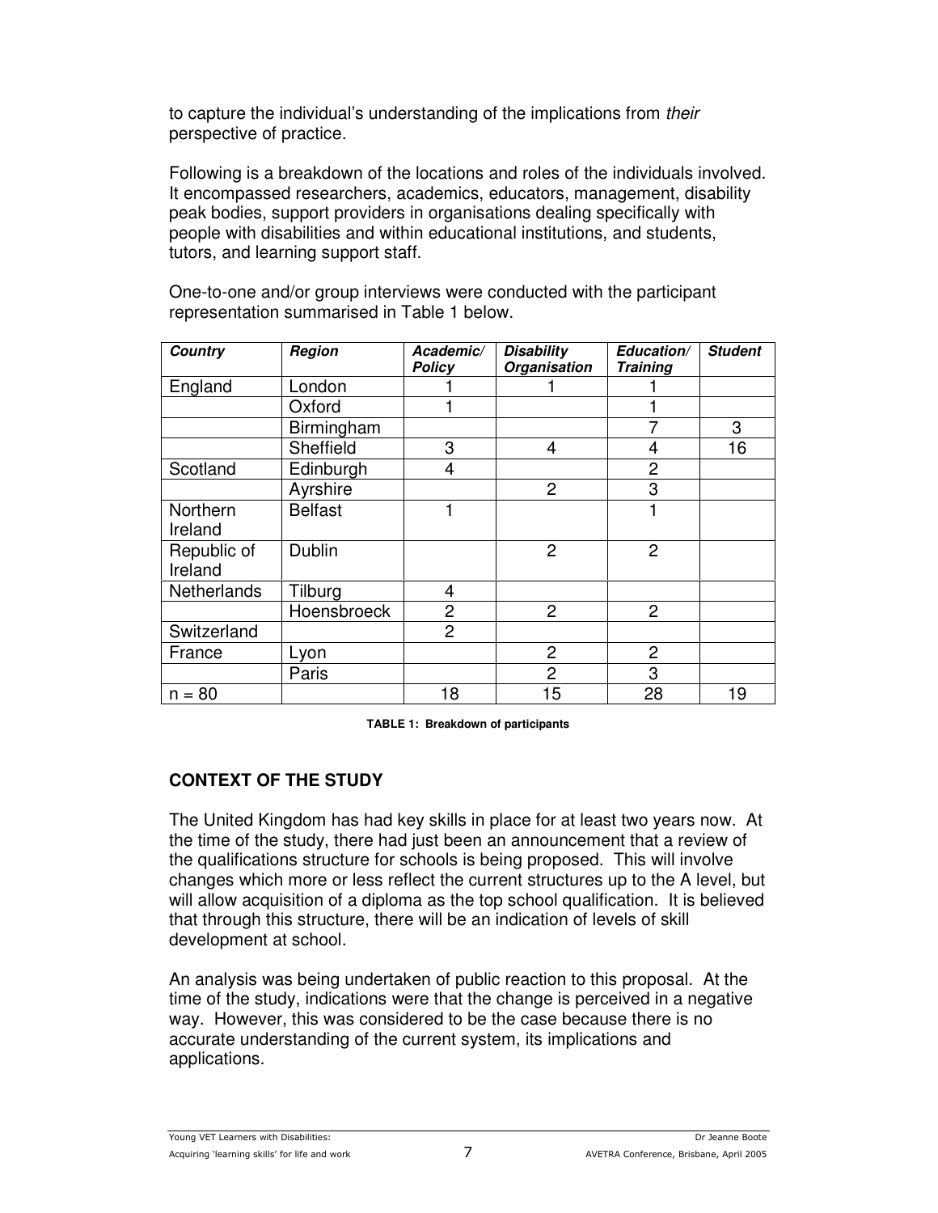to capture the individual's understanding of the implications from *their* perspective of practice.

Following is a breakdown of the locations and roles of the individuals involved. It encompassed researchers, academics, educators, management, disability peak bodies, support providers in organisations dealing specifically with people with disabilities and within educational institutions, and students, tutors, and learning support staff.

One-to-one and/or group interviews were conducted with the participant representation summarised in Table 1 below.

| ***Country*** | ***Region*** | ***Academic/ Policy*** | ***Disability Organisation*** | ***Education/ Training*** | ***Student*** |
|---|---|---|---|---|---|
| England | London | 1 | 1 | 1 | |
| | Oxford | 1 | | 1 | |
| | Birmingham | | | 7 | 3 |
| | Sheffield | 3 | 4 | 4 | 16 |
| Scotland | Edinburgh | 4 | | 2 | |
| | Ayrshire | | 2 | 3 | |
| Northern Ireland | Belfast | 1 | | 1 | |
| Republic of Ireland | Dublin | | 2 | 2 | |
| Netherlands | Tilburg | 4 | | | |
| | Hoensbroeck | 2 | 2 | 2 | |
| Switzerland | | 2 | | | |
| France | Lyon | | 2 | 2 | |
| | Paris | | 2 | 3 | |
| n = 80 | | 18 | 15 | 28 | 19 |

**TABLE 1: Breakdown of participants**

## CONTEXT OF THE STUDY

The United Kingdom has had key skills in place for at least two years now. At the time of the study, there had just been an announcement that a review of the qualifications structure for schools is being proposed. This will involve changes which more or less reflect the current structures up to the A level, but will allow acquisition of a diploma as the top school qualification. It is believed that through this structure, there will be an indication of levels of skill development at school.

An analysis was being undertaken of public reaction to this proposal. At the time of the study, indications were that the change is perceived in a negative way. However, this was considered to be the case because there is no accurate understanding of the current system, its implications and applications.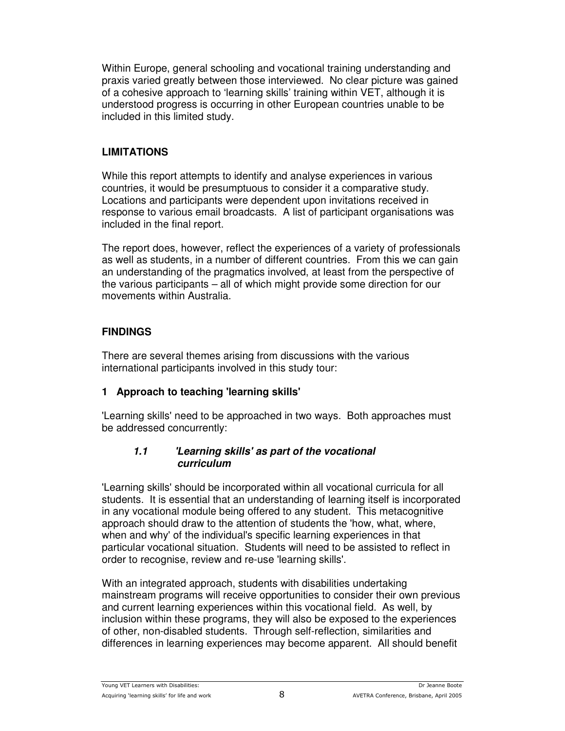Within Europe, general schooling and vocational training understanding and praxis varied greatly between those interviewed. No clear picture was gained of a cohesive approach to 'learning skills' training within VET, although it is understood progress is occurring in other European countries unable to be included in this limited study.

## LIMITATIONS

While this report attempts to identify and analyse experiences in various countries, it would be presumptuous to consider it a comparative study. Locations and participants were dependent upon invitations received in response to various email broadcasts. A list of participant organisations was included in the final report.

The report does, however, reflect the experiences of a variety of professionals as well as students, in a number of different countries. From this we can gain an understanding of the pragmatics involved, at least from the perspective of the various participants – all of which might provide some direction for our movements within Australia.

## FINDINGS

There are several themes arising from discussions with the various international participants involved in this study tour:

### 1 Approach to teaching 'learning skills'

'Learning skills' need to be approached in two ways. Both approaches must be addressed concurrently:

#### *1.1 'Learning skills' as part of the vocational curriculum*

'Learning skills' should be incorporated within all vocational curricula for all students. It is essential that an understanding of learning itself is incorporated in any vocational module being offered to any student. This metacognitive approach should draw to the attention of students the 'how, what, where, when and why' of the individual's specific learning experiences in that particular vocational situation. Students will need to be assisted to reflect in order to recognise, review and re-use 'learning skills'.

With an integrated approach, students with disabilities undertaking mainstream programs will receive opportunities to consider their own previous and current learning experiences within this vocational field. As well, by inclusion within these programs, they will also be exposed to the experiences of other, non-disabled students. Through self-reflection, similarities and differences in learning experiences may become apparent. All should benefit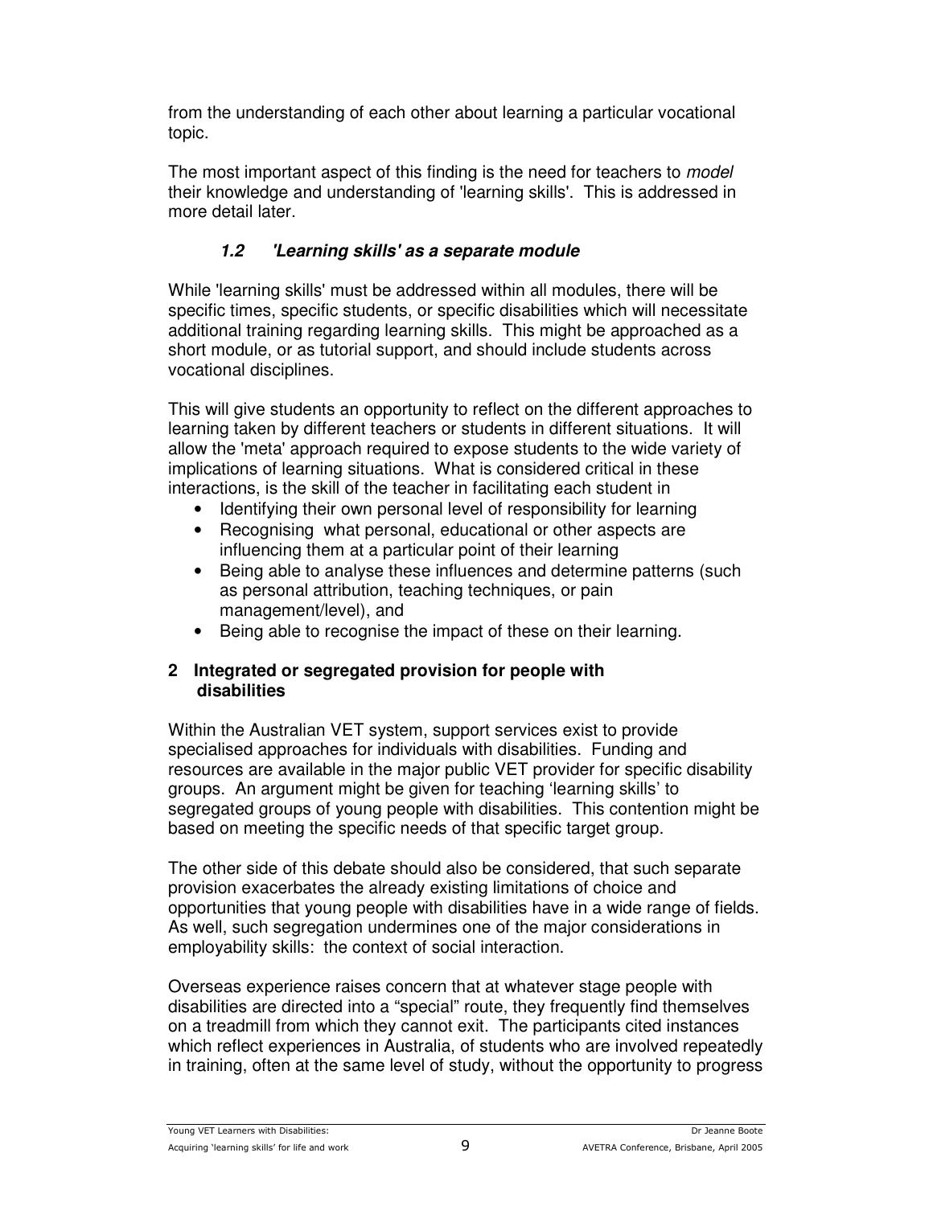from the understanding of each other about learning a particular vocational topic.

The most important aspect of this finding is the need for teachers to *model* their knowledge and understanding of 'learning skills'. This is addressed in more detail later.

### *1.2 'Learning skills' as a separate module*

While 'learning skills' must be addressed within all modules, there will be specific times, specific students, or specific disabilities which will necessitate additional training regarding learning skills. This might be approached as a short module, or as tutorial support, and should include students across vocational disciplines.

This will give students an opportunity to reflect on the different approaches to learning taken by different teachers or students in different situations. It will allow the 'meta' approach required to expose students to the wide variety of implications of learning situations. What is considered critical in these interactions, is the skill of the teacher in facilitating each student in

- Identifying their own personal level of responsibility for learning
- Recognising what personal, educational or other aspects are influencing them at a particular point of their learning
- Being able to analyse these influences and determine patterns (such as personal attribution, teaching techniques, or pain management/level), and
- Being able to recognise the impact of these on their learning.

## 2 Integrated or segregated provision for people with disabilities

Within the Australian VET system, support services exist to provide specialised approaches for individuals with disabilities. Funding and resources are available in the major public VET provider for specific disability groups. An argument might be given for teaching 'learning skills' to segregated groups of young people with disabilities. This contention might be based on meeting the specific needs of that specific target group.

The other side of this debate should also be considered, that such separate provision exacerbates the already existing limitations of choice and opportunities that young people with disabilities have in a wide range of fields. As well, such segregation undermines one of the major considerations in employability skills: the context of social interaction.

Overseas experience raises concern that at whatever stage people with disabilities are directed into a "special" route, they frequently find themselves on a treadmill from which they cannot exit. The participants cited instances which reflect experiences in Australia, of students who are involved repeatedly in training, often at the same level of study, without the opportunity to progress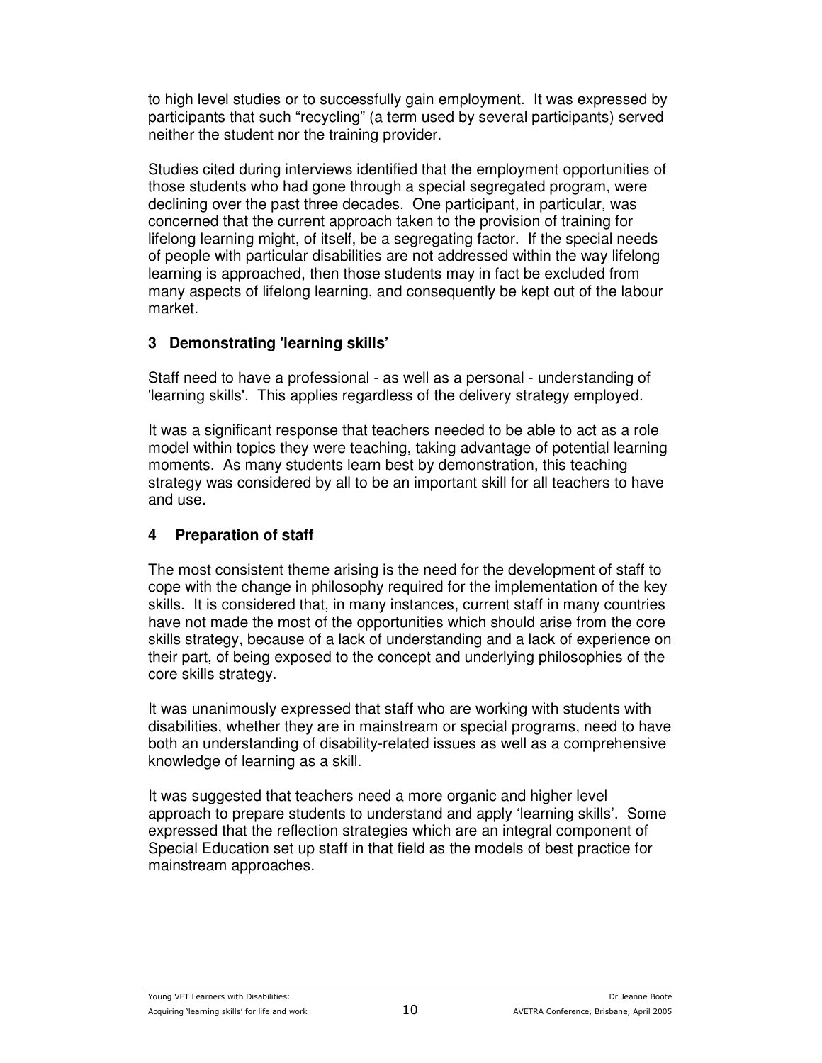to high level studies or to successfully gain employment. It was expressed by participants that such "recycling" (a term used by several participants) served neither the student nor the training provider.

Studies cited during interviews identified that the employment opportunities of those students who had gone through a special segregated program, were declining over the past three decades. One participant, in particular, was concerned that the current approach taken to the provision of training for lifelong learning might, of itself, be a segregating factor. If the special needs of people with particular disabilities are not addressed within the way lifelong learning is approached, then those students may in fact be excluded from many aspects of lifelong learning, and consequently be kept out of the labour market.

### 3 Demonstrating 'learning skills'

Staff need to have a professional - as well as a personal - understanding of 'learning skills'. This applies regardless of the delivery strategy employed.

It was a significant response that teachers needed to be able to act as a role model within topics they were teaching, taking advantage of potential learning moments. As many students learn best by demonstration, this teaching strategy was considered by all to be an important skill for all teachers to have and use.

### 4 Preparation of staff

The most consistent theme arising is the need for the development of staff to cope with the change in philosophy required for the implementation of the key skills. It is considered that, in many instances, current staff in many countries have not made the most of the opportunities which should arise from the core skills strategy, because of a lack of understanding and a lack of experience on their part, of being exposed to the concept and underlying philosophies of the core skills strategy.

It was unanimously expressed that staff who are working with students with disabilities, whether they are in mainstream or special programs, need to have both an understanding of disability-related issues as well as a comprehensive knowledge of learning as a skill.

It was suggested that teachers need a more organic and higher level approach to prepare students to understand and apply 'learning skills'. Some expressed that the reflection strategies which are an integral component of Special Education set up staff in that field as the models of best practice for mainstream approaches.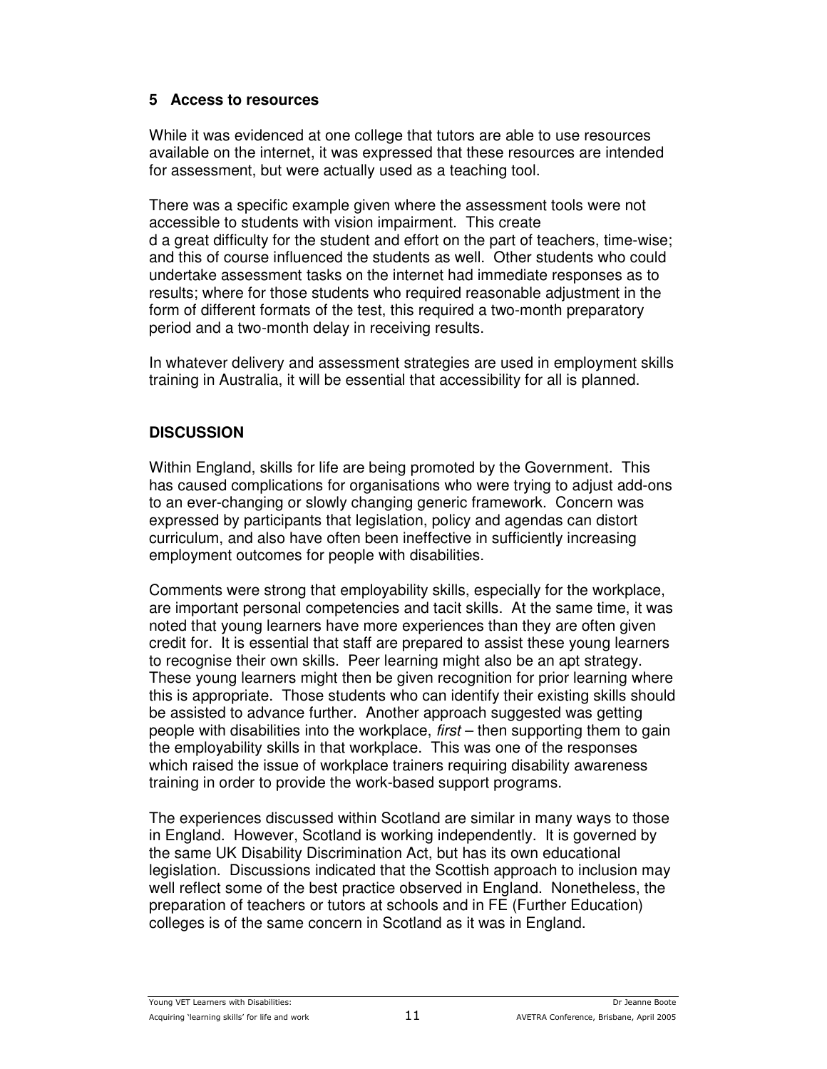### 5 Access to resources

While it was evidenced at one college that tutors are able to use resources available on the internet, it was expressed that these resources are intended for assessment, but were actually used as a teaching tool.

There was a specific example given where the assessment tools were not accessible to students with vision impairment. This created a great difficulty for the student and effort on the part of teachers, time-wise; and this of course influenced the students as well. Other students who could undertake assessment tasks on the internet had immediate responses as to results; where for those students who required reasonable adjustment in the form of different formats of the test, this required a two-month preparatory period and a two-month delay in receiving results.

In whatever delivery and assessment strategies are used in employment skills training in Australia, it will be essential that accessibility for all is planned.

## DISCUSSION

Within England, skills for life are being promoted by the Government. This has caused complications for organisations who were trying to adjust add-ons to an ever-changing or slowly changing generic framework. Concern was expressed by participants that legislation, policy and agendas can distort curriculum, and also have often been ineffective in sufficiently increasing employment outcomes for people with disabilities.

Comments were strong that employability skills, especially for the workplace, are important personal competencies and tacit skills. At the same time, it was noted that young learners have more experiences than they are often given credit for. It is essential that staff are prepared to assist these young learners to recognise their own skills. Peer learning might also be an apt strategy. These young learners might then be given recognition for prior learning where this is appropriate. Those students who can identify their existing skills should be assisted to advance further. Another approach suggested was getting people with disabilities into the workplace, *first* – then supporting them to gain the employability skills in that workplace. This was one of the responses which raised the issue of workplace trainers requiring disability awareness training in order to provide the work-based support programs.

The experiences discussed within Scotland are similar in many ways to those in England. However, Scotland is working independently. It is governed by the same UK Disability Discrimination Act, but has its own educational legislation. Discussions indicated that the Scottish approach to inclusion may well reflect some of the best practice observed in England. Nonetheless, the preparation of teachers or tutors at schools and in FE (Further Education) colleges is of the same concern in Scotland as it was in England.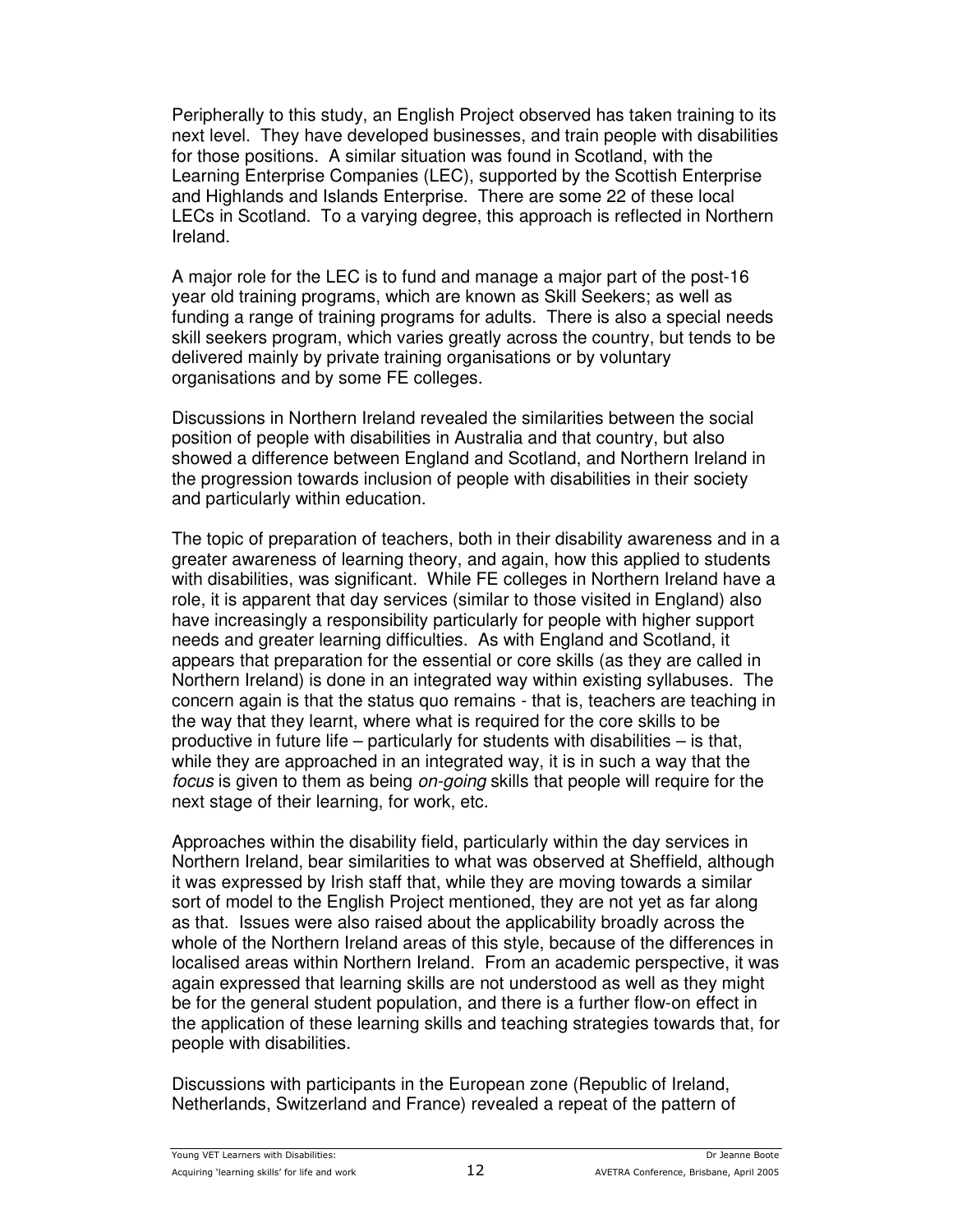Peripherally to this study, an English Project observed has taken training to its next level. They have developed businesses, and train people with disabilities for those positions. A similar situation was found in Scotland, with the Learning Enterprise Companies (LEC), supported by the Scottish Enterprise and Highlands and Islands Enterprise. There are some 22 of these local LECs in Scotland. To a varying degree, this approach is reflected in Northern Ireland.

A major role for the LEC is to fund and manage a major part of the post-16 year old training programs, which are known as Skill Seekers; as well as funding a range of training programs for adults. There is also a special needs skill seekers program, which varies greatly across the country, but tends to be delivered mainly by private training organisations or by voluntary organisations and by some FE colleges.

Discussions in Northern Ireland revealed the similarities between the social position of people with disabilities in Australia and that country, but also showed a difference between England and Scotland, and Northern Ireland in the progression towards inclusion of people with disabilities in their society and particularly within education.

The topic of preparation of teachers, both in their disability awareness and in a greater awareness of learning theory, and again, how this applied to students with disabilities, was significant. While FE colleges in Northern Ireland have a role, it is apparent that day services (similar to those visited in England) also have increasingly a responsibility particularly for people with higher support needs and greater learning difficulties. As with England and Scotland, it appears that preparation for the essential or core skills (as they are called in Northern Ireland) is done in an integrated way within existing syllabuses. The concern again is that the status quo remains - that is, teachers are teaching in the way that they learnt, where what is required for the core skills to be productive in future life – particularly for students with disabilities – is that, while they are approached in an integrated way, it is in such a way that the *focus* is given to them as being *on-going* skills that people will require for the next stage of their learning, for work, etc.

Approaches within the disability field, particularly within the day services in Northern Ireland, bear similarities to what was observed at Sheffield, although it was expressed by Irish staff that, while they are moving towards a similar sort of model to the English Project mentioned, they are not yet as far along as that. Issues were also raised about the applicability broadly across the whole of the Northern Ireland areas of this style, because of the differences in localised areas within Northern Ireland. From an academic perspective, it was again expressed that learning skills are not understood as well as they might be for the general student population, and there is a further flow-on effect in the application of these learning skills and teaching strategies towards that, for people with disabilities.

Discussions with participants in the European zone (Republic of Ireland, Netherlands, Switzerland and France) revealed a repeat of the pattern of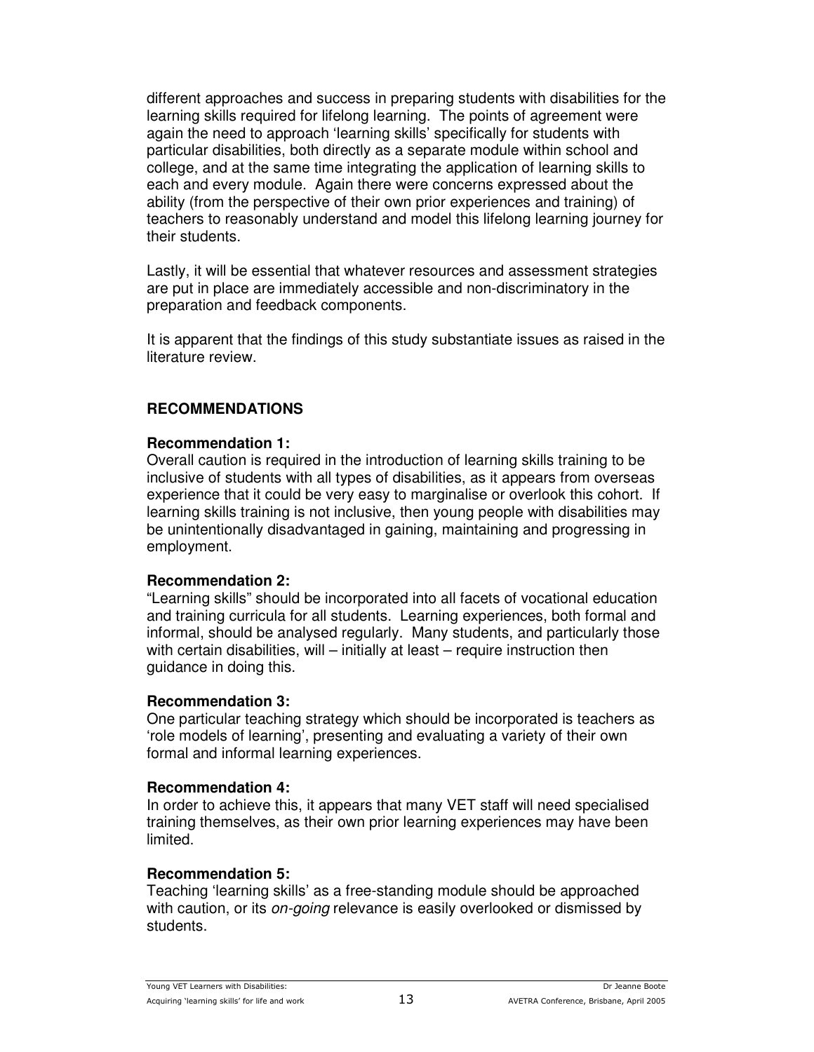different approaches and success in preparing students with disabilities for the learning skills required for lifelong learning. The points of agreement were again the need to approach 'learning skills' specifically for students with particular disabilities, both directly as a separate module within school and college, and at the same time integrating the application of learning skills to each and every module. Again there were concerns expressed about the ability (from the perspective of their own prior experiences and training) of teachers to reasonably understand and model this lifelong learning journey for their students.

Lastly, it will be essential that whatever resources and assessment strategies are put in place are immediately accessible and non-discriminatory in the preparation and feedback components.

It is apparent that the findings of this study substantiate issues as raised in the literature review.

## RECOMMENDATIONS

**Recommendation 1:**
Overall caution is required in the introduction of learning skills training to be inclusive of students with all types of disabilities, as it appears from overseas experience that it could be very easy to marginalise or overlook this cohort. If learning skills training is not inclusive, then young people with disabilities may be unintentionally disadvantaged in gaining, maintaining and progressing in employment.

**Recommendation 2:**
"Learning skills" should be incorporated into all facets of vocational education and training curricula for all students. Learning experiences, both formal and informal, should be analysed regularly. Many students, and particularly those with certain disabilities, will – initially at least – require instruction then guidance in doing this.

**Recommendation 3:**
One particular teaching strategy which should be incorporated is teachers as 'role models of learning', presenting and evaluating a variety of their own formal and informal learning experiences.

**Recommendation 4:**
In order to achieve this, it appears that many VET staff will need specialised training themselves, as their own prior learning experiences may have been limited.

**Recommendation 5:**
Teaching 'learning skills' as a free-standing module should be approached with caution, or its *on-going* relevance is easily overlooked or dismissed by students.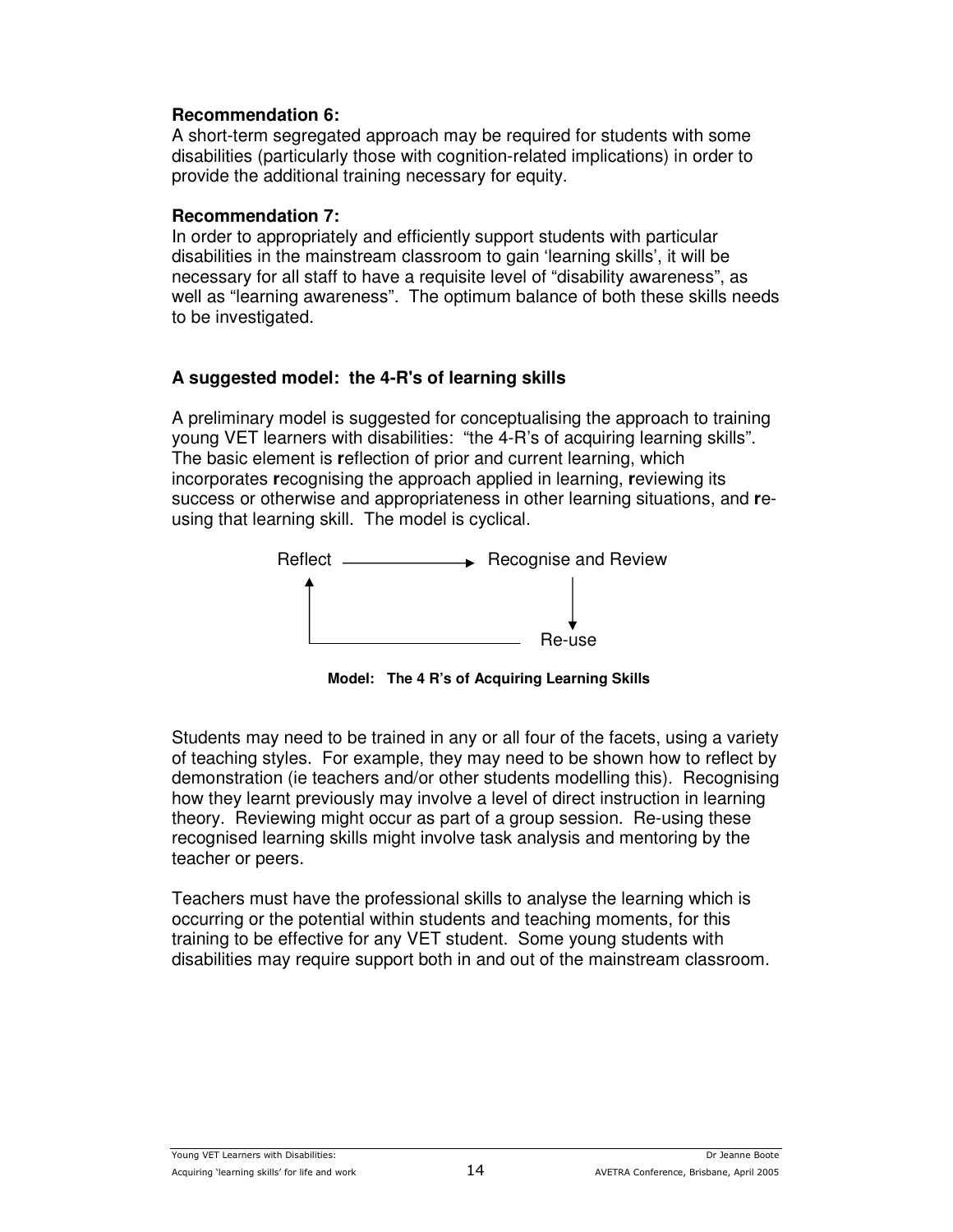**Recommendation 6:**
A short-term segregated approach may be required for students with some disabilities (particularly those with cognition-related implications) in order to provide the additional training necessary for equity.

**Recommendation 7:**
In order to appropriately and efficiently support students with particular disabilities in the mainstream classroom to gain 'learning skills', it will be necessary for all staff to have a requisite level of "disability awareness", as well as "learning awareness". The optimum balance of both these skills needs to be investigated.

### A suggested model: the 4-R's of learning skills

A preliminary model is suggested for conceptualising the approach to training young VET learners with disabilities: "the 4-R's of acquiring learning skills". The basic element is **r**eflection of prior and current learning, which incorporates **r**ecognising the approach applied in learning, **r**eviewing its success or otherwise and appropriateness in other learning situations, and **r**e-using that learning skill. The model is cyclical.

```
Reflect  ──────────►  Recognise and Review
   ▲                          │
   │                          ▼
   └──────────────────── Re-use
```

**Model: The 4 R's of Acquiring Learning Skills**

Students may need to be trained in any or all four of the facets, using a variety of teaching styles. For example, they may need to be shown how to reflect by demonstration (ie teachers and/or other students modelling this). Recognising how they learnt previously may involve a level of direct instruction in learning theory. Reviewing might occur as part of a group session. Re-using these recognised learning skills might involve task analysis and mentoring by the teacher or peers.

Teachers must have the professional skills to analyse the learning which is occurring or the potential within students and teaching moments, for this training to be effective for any VET student. Some young students with disabilities may require support both in and out of the mainstream classroom.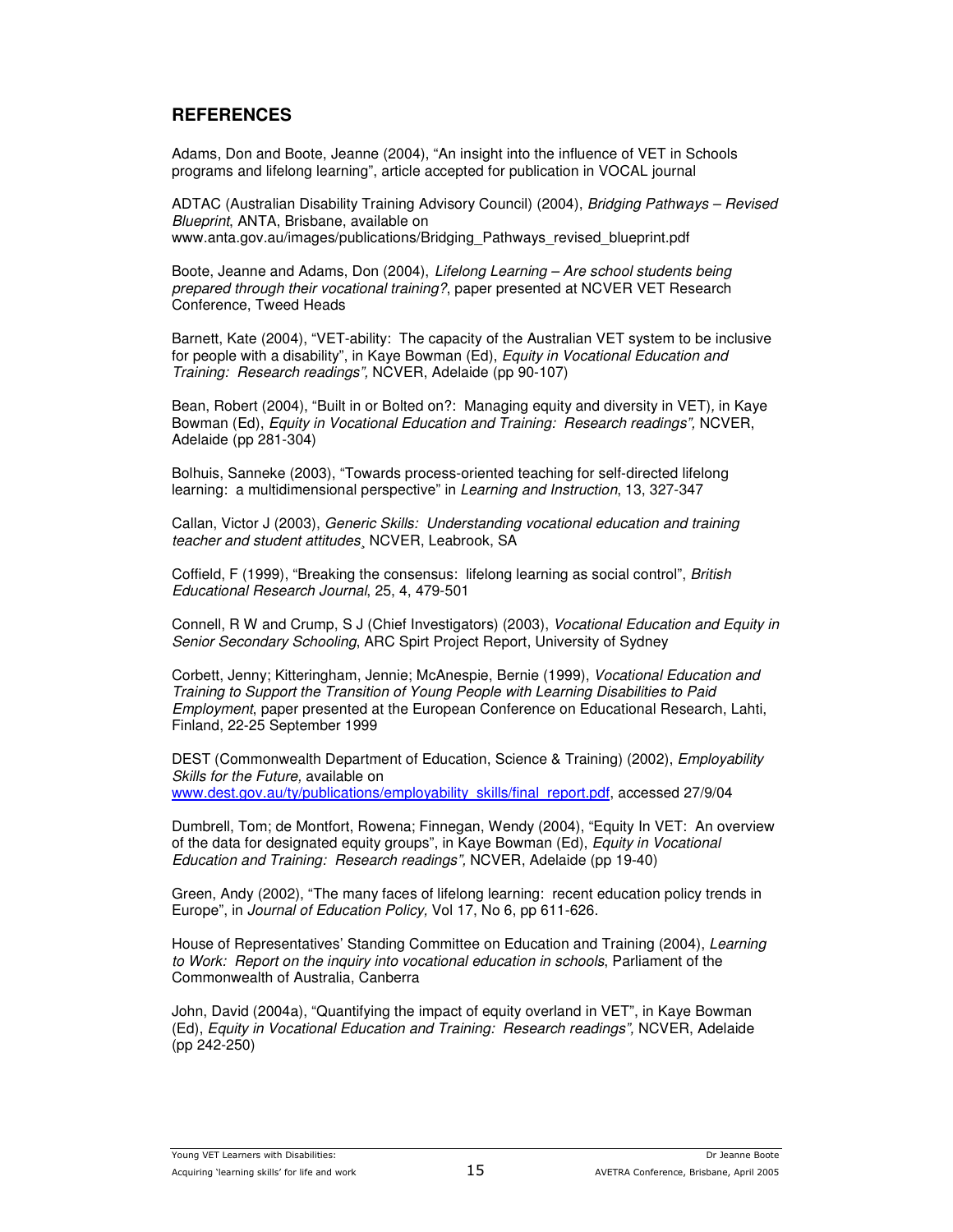## REFERENCES

Adams, Don and Boote, Jeanne (2004), "An insight into the influence of VET in Schools programs and lifelong learning", article accepted for publication in VOCAL journal

ADTAC (Australian Disability Training Advisory Council) (2004), *Bridging Pathways – Revised Blueprint*, ANTA, Brisbane, available on www.anta.gov.au/images/publications/Bridging_Pathways_revised_blueprint.pdf

Boote, Jeanne and Adams, Don (2004), *Lifelong Learning – Are school students being prepared through their vocational training?*, paper presented at NCVER VET Research Conference, Tweed Heads

Barnett, Kate (2004), "VET-ability: The capacity of the Australian VET system to be inclusive for people with a disability", in Kaye Bowman (Ed), *Equity in Vocational Education and Training: Research readings",* NCVER, Adelaide (pp 90-107)

Bean, Robert (2004), "Built in or Bolted on?: Managing equity and diversity in VET), in Kaye Bowman (Ed), *Equity in Vocational Education and Training: Research readings",* NCVER, Adelaide (pp 281-304)

Bolhuis, Sanneke (2003), "Towards process-oriented teaching for self-directed lifelong learning: a multidimensional perspective" in *Learning and Instruction*, 13, 327-347

Callan, Victor J (2003), *Generic Skills: Understanding vocational education and training teacher and student attitudes*¸ NCVER, Leabrook, SA

Coffield, F (1999), "Breaking the consensus: lifelong learning as social control", *British Educational Research Journal*, 25, 4, 479-501

Connell, R W and Crump, S J (Chief Investigators) (2003), *Vocational Education and Equity in Senior Secondary Schooling*, ARC Spirt Project Report, University of Sydney

Corbett, Jenny; Kitteringham, Jennie; McAnespie, Bernie (1999), *Vocational Education and Training to Support the Transition of Young People with Learning Disabilities to Paid Employment*, paper presented at the European Conference on Educational Research, Lahti, Finland, 22-25 September 1999

DEST (Commonwealth Department of Education, Science & Training) (2002), *Employability Skills for the Future,* available on www.dest.gov.au/ty/publications/employability_skills/final_report.pdf, accessed 27/9/04

Dumbrell, Tom; de Montfort, Rowena; Finnegan, Wendy (2004), "Equity In VET: An overview of the data for designated equity groups", in Kaye Bowman (Ed), *Equity in Vocational Education and Training: Research readings",* NCVER, Adelaide (pp 19-40)

Green, Andy (2002), "The many faces of lifelong learning: recent education policy trends in Europe", in *Journal of Education Policy,* Vol 17, No 6, pp 611-626.

House of Representatives' Standing Committee on Education and Training (2004), *Learning to Work: Report on the inquiry into vocational education in schools*, Parliament of the Commonwealth of Australia, Canberra

John, David (2004a), "Quantifying the impact of equity overland in VET", in Kaye Bowman (Ed), *Equity in Vocational Education and Training: Research readings",* NCVER, Adelaide (pp 242-250)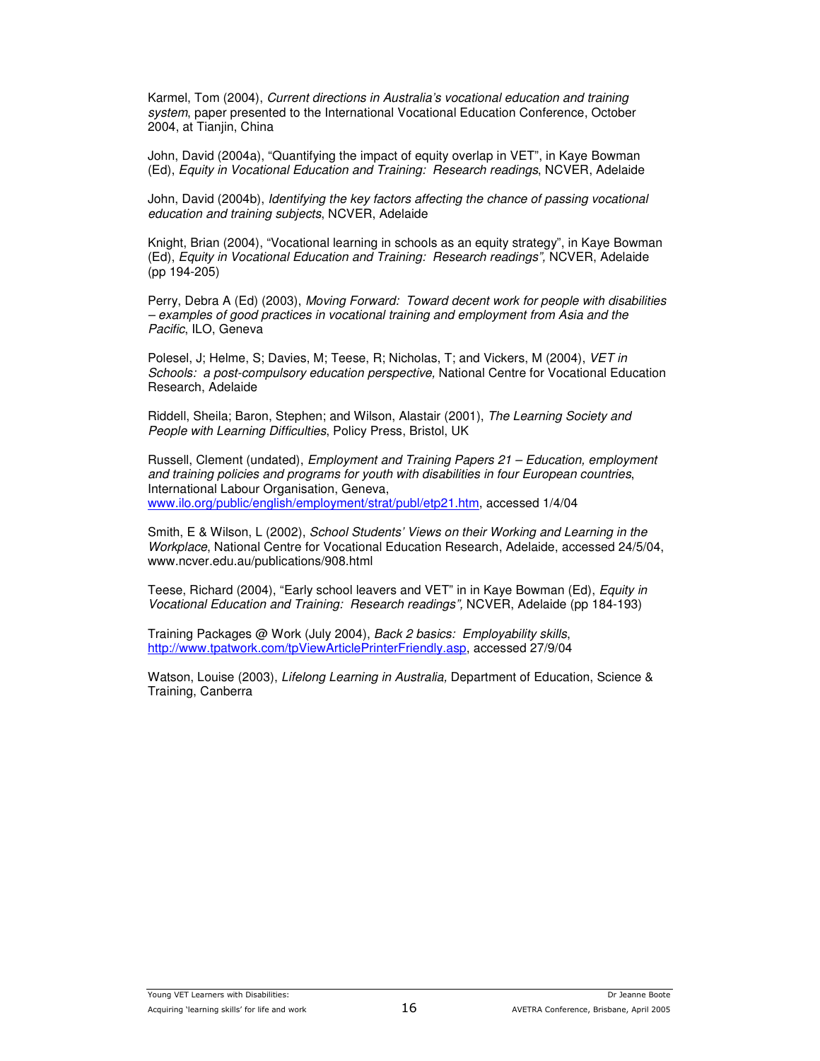Karmel, Tom (2004), *Current directions in Australia's vocational education and training system*, paper presented to the International Vocational Education Conference, October 2004, at Tianjin, China

John, David (2004a), "Quantifying the impact of equity overlap in VET", in Kaye Bowman (Ed), *Equity in Vocational Education and Training: Research readings*, NCVER, Adelaide

John, David (2004b), *Identifying the key factors affecting the chance of passing vocational education and training subjects*, NCVER, Adelaide

Knight, Brian (2004), "Vocational learning in schools as an equity strategy", in Kaye Bowman (Ed), *Equity in Vocational Education and Training: Research readings",* NCVER, Adelaide (pp 194-205)

Perry, Debra A (Ed) (2003), *Moving Forward: Toward decent work for people with disabilities – examples of good practices in vocational training and employment from Asia and the Pacific*, ILO, Geneva

Polesel, J; Helme, S; Davies, M; Teese, R; Nicholas, T; and Vickers, M (2004), *VET in Schools: a post-compulsory education perspective,* National Centre for Vocational Education Research, Adelaide

Riddell, Sheila; Baron, Stephen; and Wilson, Alastair (2001), *The Learning Society and People with Learning Difficulties*, Policy Press, Bristol, UK

Russell, Clement (undated), *Employment and Training Papers 21 – Education, employment and training policies and programs for youth with disabilities in four European countries*, International Labour Organisation, Geneva, www.ilo.org/public/english/employment/strat/publ/etp21.htm, accessed 1/4/04

Smith, E & Wilson, L (2002), *School Students' Views on their Working and Learning in the Workplace*, National Centre for Vocational Education Research, Adelaide, accessed 24/5/04, www.ncver.edu.au/publications/908.html

Teese, Richard (2004), "Early school leavers and VET" in in Kaye Bowman (Ed), *Equity in Vocational Education and Training: Research readings",* NCVER, Adelaide (pp 184-193)

Training Packages @ Work (July 2004), *Back 2 basics: Employability skills*, http://www.tpatwork.com/tpViewArticlePrinterFriendly.asp, accessed 27/9/04

Watson, Louise (2003), *Lifelong Learning in Australia,* Department of Education, Science & Training, Canberra